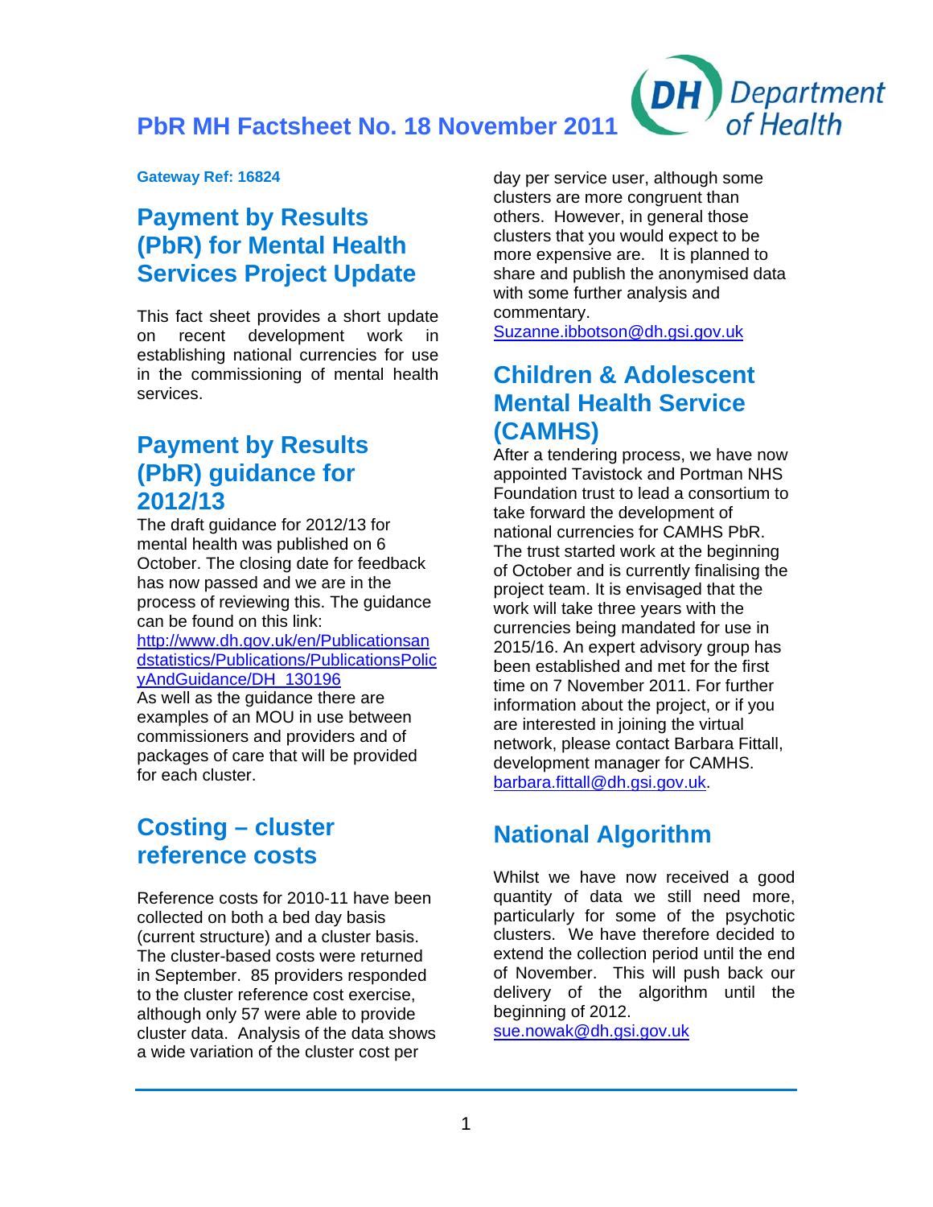# PbR MH Factsheet No. 18 November 2011

**Gateway Ref: 16824**

## Payment by Results (PbR) for Mental Health Services Project Update

This fact sheet provides a short update on recent development work in establishing national currencies for use in the commissioning of mental health services.

## Payment by Results (PbR) guidance for 2012/13

The draft guidance for 2012/13 for mental health was published on 6 October. The closing date for feedback has now passed and we are in the process of reviewing this. The guidance can be found on this link:
http://www.dh.gov.uk/en/Publicationsandstatistics/Publications/PublicationsPolicyAndGuidance/DH_130196
As well as the guidance there are examples of an MOU in use between commissioners and providers and of packages of care that will be provided for each cluster.

## Costing – cluster reference costs

Reference costs for 2010-11 have been collected on both a bed day basis (current structure) and a cluster basis. The cluster-based costs were returned in September. 85 providers responded to the cluster reference cost exercise, although only 57 were able to provide cluster data. Analysis of the data shows a wide variation of the cluster cost per day per service user, although some clusters are more congruent than others. However, in general those clusters that you would expect to be more expensive are. It is planned to share and publish the anonymised data with some further analysis and commentary.
Suzanne.ibbotson@dh.gsi.gov.uk

## Children & Adolescent Mental Health Service (CAMHS)

After a tendering process, we have now appointed Tavistock and Portman NHS Foundation trust to lead a consortium to take forward the development of national currencies for CAMHS PbR. The trust started work at the beginning of October and is currently finalising the project team. It is envisaged that the work will take three years with the currencies being mandated for use in 2015/16. An expert advisory group has been established and met for the first time on 7 November 2011. For further information about the project, or if you are interested in joining the virtual network, please contact Barbara Fittall, development manager for CAMHS. barbara.fittall@dh.gsi.gov.uk.

## National Algorithm

Whilst we have now received a good quantity of data we still need more, particularly for some of the psychotic clusters. We have therefore decided to extend the collection period until the end of November. This will push back our delivery of the algorithm until the beginning of 2012.
sue.nowak@dh.gsi.gov.uk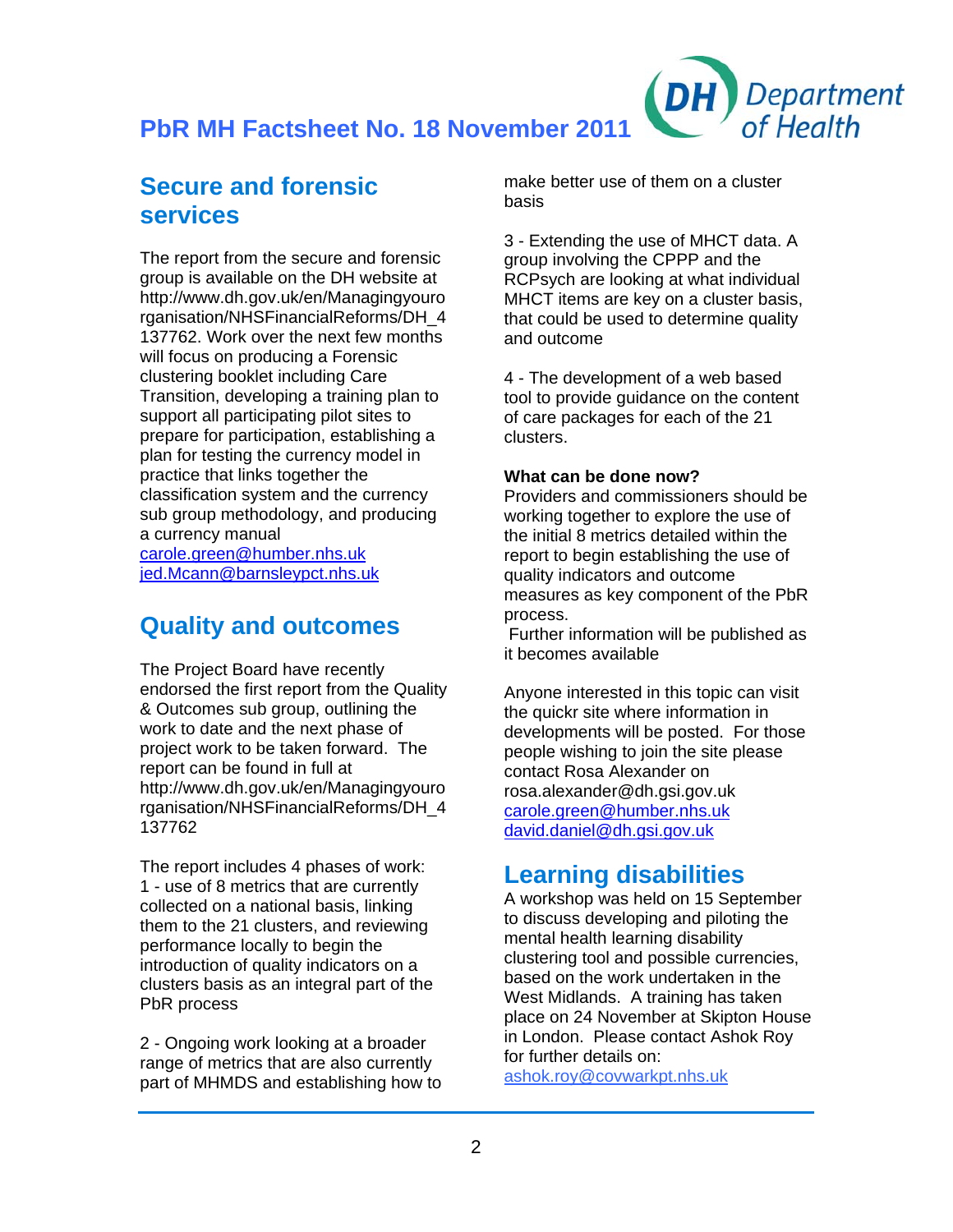# PbR MH Factsheet No. 18 November 2011

## Secure and forensic services

The report from the secure and forensic group is available on the DH website at http://www.dh.gov.uk/en/Managingyourorganisation/NHSFinancialReforms/DH_4137762. Work over the next few months will focus on producing a Forensic clustering booklet including Care Transition, developing a training plan to support all participating pilot sites to prepare for participation, establishing a plan for testing the currency model in practice that links together the classification system and the currency sub group methodology, and producing a currency manual
carole.green@humber.nhs.uk
jed.Mcann@barnsleypct.nhs.uk

## Quality and outcomes

The Project Board have recently endorsed the first report from the Quality & Outcomes sub group, outlining the work to date and the next phase of project work to be taken forward. The report can be found in full at http://www.dh.gov.uk/en/Managingyourorganisation/NHSFinancialReforms/DH_4137762

The report includes 4 phases of work:
1 - use of 8 metrics that are currently collected on a national basis, linking them to the 21 clusters, and reviewing performance locally to begin the introduction of quality indicators on a clusters basis as an integral part of the PbR process

2 - Ongoing work looking at a broader range of metrics that are also currently part of MHMDS and establishing how to make better use of them on a cluster basis

3 - Extending the use of MHCT data. A group involving the CPPP and the RCPsych are looking at what individual MHCT items are key on a cluster basis, that could be used to determine quality and outcome

4 - The development of a web based tool to provide guidance on the content of care packages for each of the 21 clusters.

**What can be done now?**
Providers and commissioners should be working together to explore the use of the initial 8 metrics detailed within the report to begin establishing the use of quality indicators and outcome measures as key component of the PbR process.
Further information will be published as it becomes available

Anyone interested in this topic can visit the quickr site where information in developments will be posted. For those people wishing to join the site please contact Rosa Alexander on rosa.alexander@dh.gsi.gov.uk
carole.green@humber.nhs.uk
david.daniel@dh.gsi.gov.uk

## Learning disabilities

A workshop was held on 15 September to discuss developing and piloting the mental health learning disability clustering tool and possible currencies, based on the work undertaken in the West Midlands. A training has taken place on 24 November at Skipton House in London. Please contact Ashok Roy for further details on:
ashok.roy@covwarkpt.nhs.uk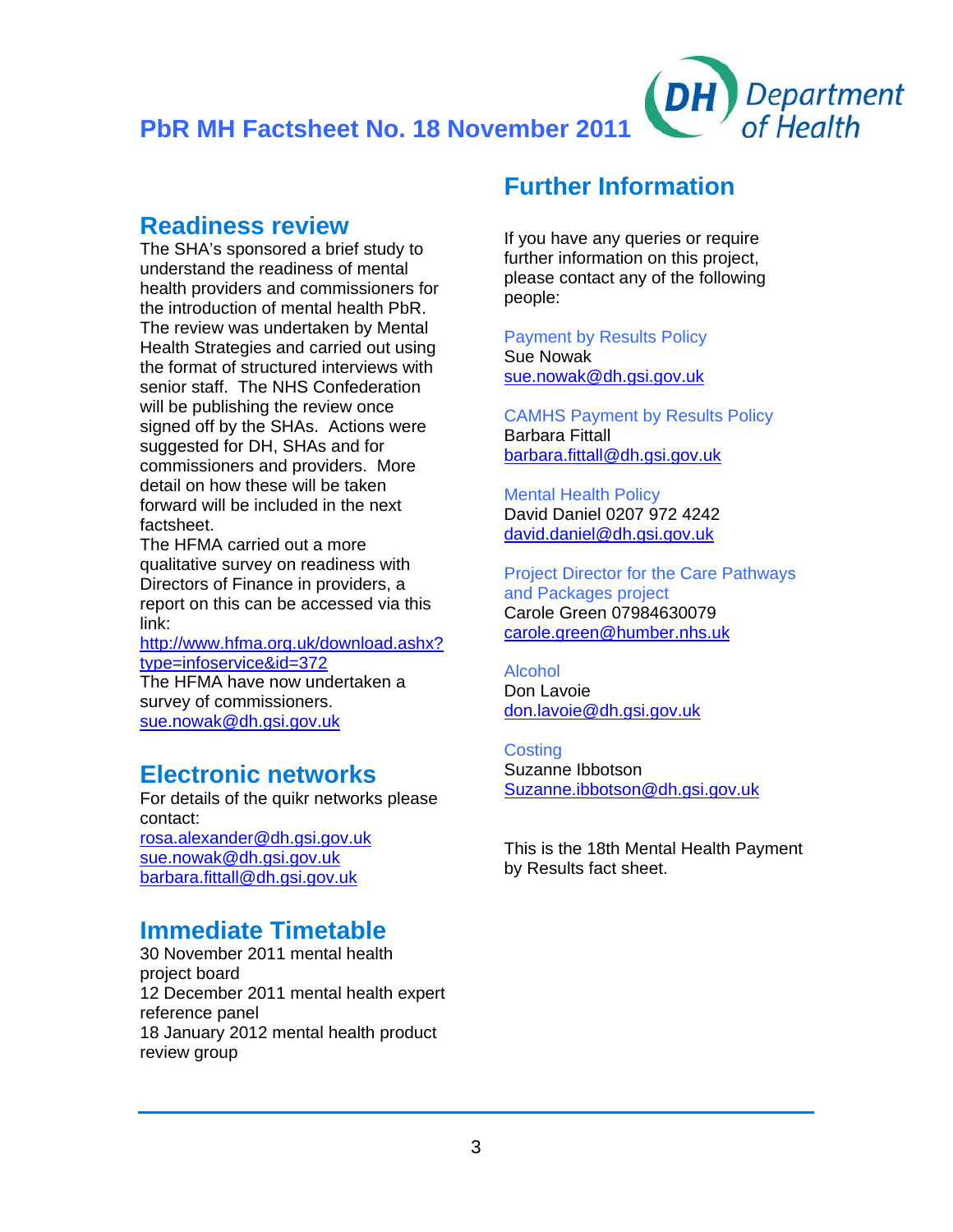## Readiness review

The SHA's sponsored a brief study to understand the readiness of mental health providers and commissioners for the introduction of mental health PbR. The review was undertaken by Mental Health Strategies and carried out using the format of structured interviews with senior staff. The NHS Confederation will be publishing the review once signed off by the SHAs. Actions were suggested for DH, SHAs and for commissioners and providers. More detail on how these will be taken forward will be included in the next factsheet.

The HFMA carried out a more qualitative survey on readiness with Directors of Finance in providers, a report on this can be accessed via this link:

http://www.hfma.org.uk/download.ashx?type=infoservice&id=372

The HFMA have now undertaken a survey of commissioners.

sue.nowak@dh.gsi.gov.uk

## Electronic networks

For details of the quikr networks please contact:

rosa.alexander@dh.gsi.gov.uk
sue.nowak@dh.gsi.gov.uk
barbara.fittall@dh.gsi.gov.uk

## Immediate Timetable

30 November 2011 mental health project board
12 December 2011 mental health expert reference panel
18 January 2012 mental health product review group

## Further Information

If you have any queries or require further information on this project, please contact any of the following people:

Payment by Results Policy
Sue Nowak
sue.nowak@dh.gsi.gov.uk

CAMHS Payment by Results Policy
Barbara Fittall
barbara.fittall@dh.gsi.gov.uk

Mental Health Policy
David Daniel 0207 972 4242
david.daniel@dh.gsi.gov.uk

Project Director for the Care Pathways and Packages project
Carole Green 07984630079
carole.green@humber.nhs.uk

Alcohol
Don Lavoie
don.lavoie@dh.gsi.gov.uk

Costing
Suzanne Ibbotson
Suzanne.ibbotson@dh.gsi.gov.uk

This is the 18th Mental Health Payment by Results fact sheet.